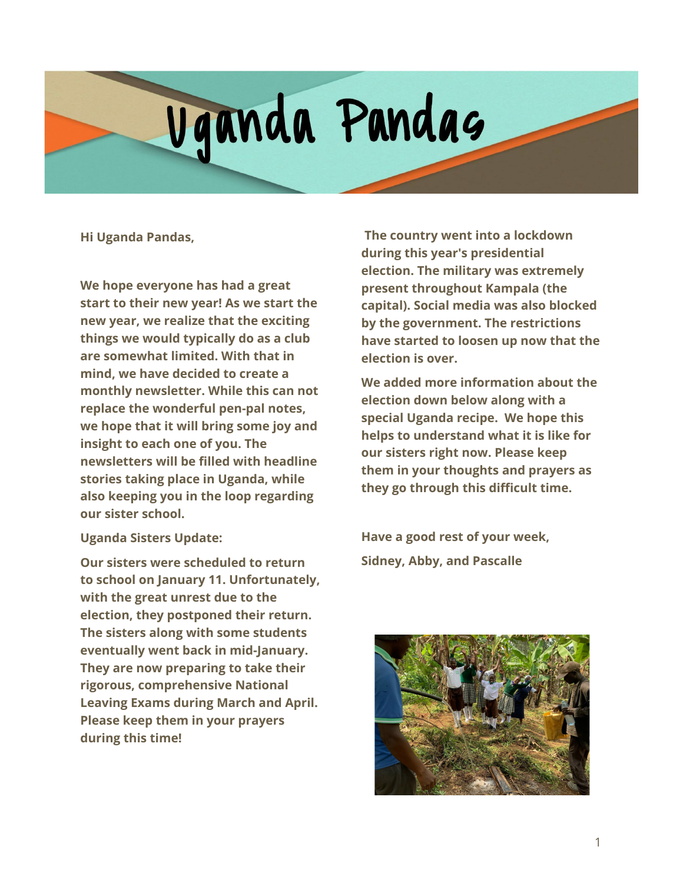# Uganda Pandas

**Hi Uganda Pandas,**

**We hope everyone has had a great start to their new year! As we start the new year, we realize that the exciting things we would typically do as a club are somewhat limited. With that in mind, we have decided to create a monthly newsletter. While this can not replace the wonderful pen-pal notes, we hope that it will bring some joy and insight to each one of you. The newsletters will be filled with headline stories taking place in Uganda, while also keeping you in the loop regarding our sister school.**

**Uganda Sisters Update:**

**Our sisters were scheduled to return to school on January 11. Unfortunately, with the great unrest due to the election, they postponed their return. The sisters along with some students eventually went back in mid-January. They are now preparing to take their rigorous, comprehensive National Leaving Exams during March and April. Please keep them in your prayers during this time!**

**The country went into a lockdown during this year's presidential election. The military was extremely present throughout Kampala (the capital). Social media was also blocked by the government. The restrictions have started to loosen up now that the election is over.**

**We added more information about the election down below along with a special Uganda recipe. We hope this helps to understand what it is like for our sisters right now. Please keep them in your thoughts and prayers as they go through this difficult time.**

**Have a good rest of your week,**

**Sidney, Abby, and Pascalle**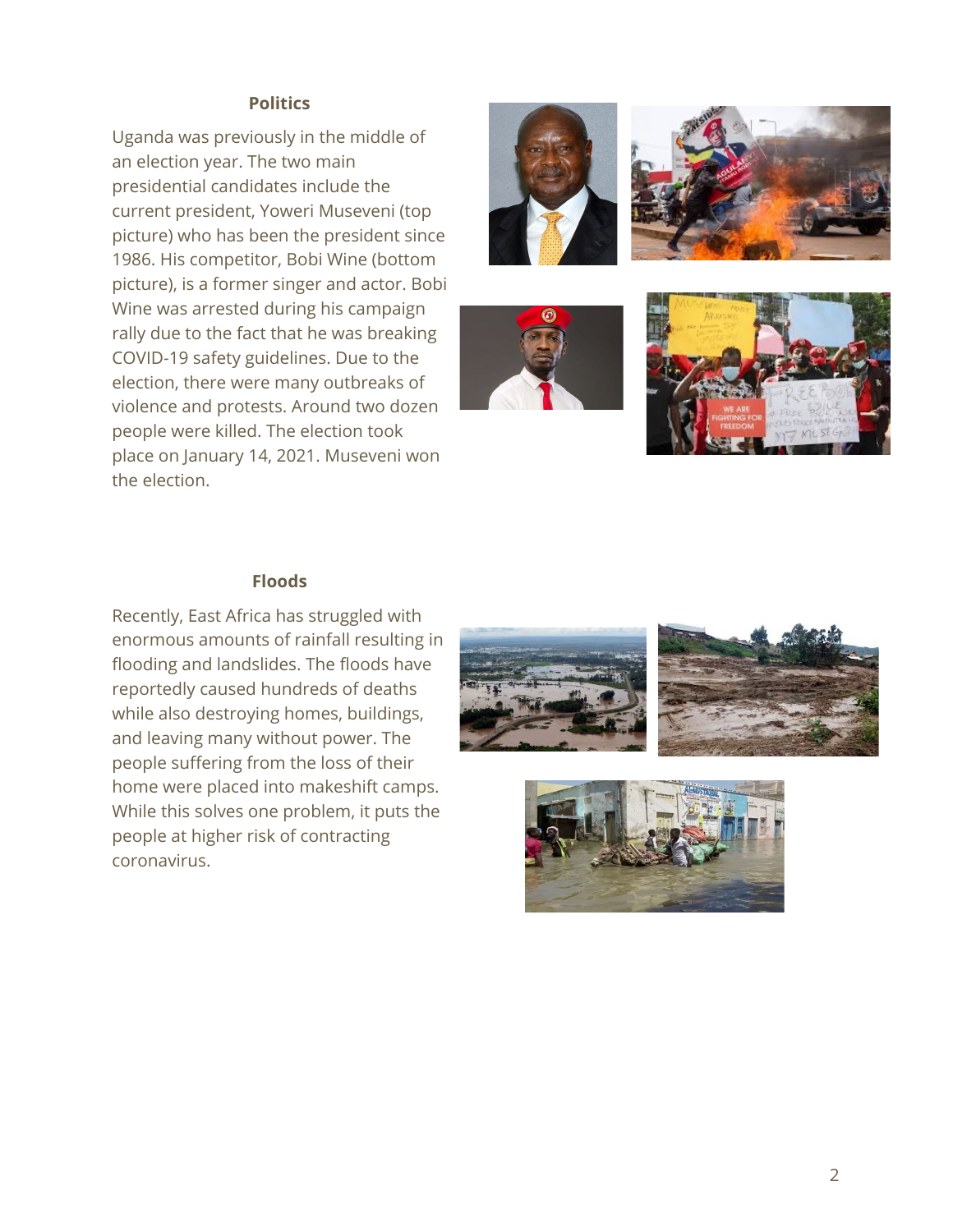## Politics

Uganda was previously in the middle of an election year. The two main presidential candidates include the current president, Yoweri Museveni (top picture) who has been the president since 1986. His competitor, Bobi Wine (bottom picture), is a former singer and actor. Bobi Wine was arrested during his campaign rally due to the fact that he was breaking COVID-19 safety guidelines. Due to the election, there were many outbreaks of violence and protests. Around two dozen people were killed. The election took place on January 14, 2021. Museveni won the election.

## Floods

Recently, East Africa has struggled with enormous amounts of rainfall resulting in flooding and landslides. The floods have reportedly caused hundreds of deaths while also destroying homes, buildings, and leaving many without power. The people suffering from the loss of their home were placed into makeshift camps. While this solves one problem, it puts the people at higher risk of contracting coronavirus.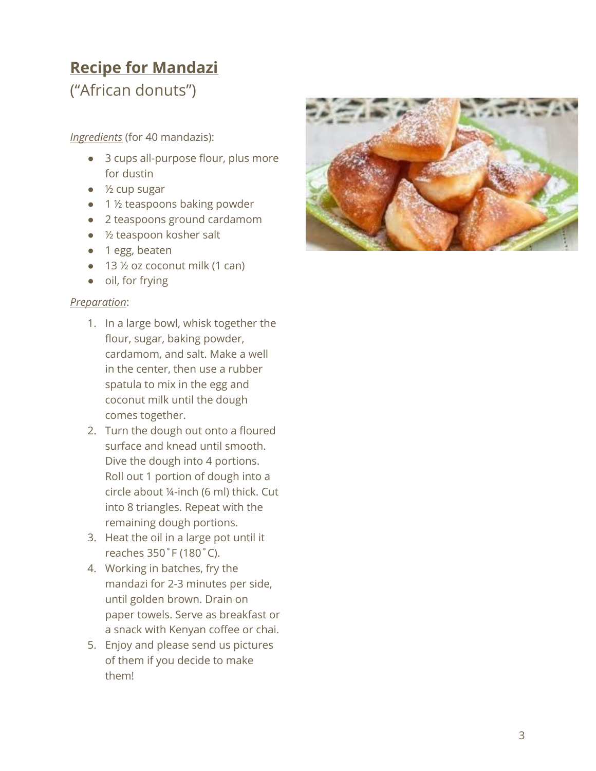## **Recipe for Mandazi**

("African donuts")

*Ingredients* (for 40 mandazis):

- 3 cups all-purpose flour, plus more for dustin
- ½ cup sugar
- 1 ½ teaspoons baking powder
- 2 teaspoons ground cardamom
- ½ teaspoon kosher salt
- 1 egg, beaten
- 13 ½ oz coconut milk (1 can)
- oil, for frying

*Preparation*:

1. In a large bowl, whisk together the flour, sugar, baking powder, cardamom, and salt. Make a well in the center, then use a rubber spatula to mix in the egg and coconut milk until the dough comes together.
2. Turn the dough out onto a floured surface and knead until smooth. Dive the dough into 4 portions. Roll out 1 portion of dough into a circle about ¼-inch (6 ml) thick. Cut into 8 triangles. Repeat with the remaining dough portions.
3. Heat the oil in a large pot until it reaches 350˚F (180˚C).
4. Working in batches, fry the mandazi for 2-3 minutes per side, until golden brown. Drain on paper towels. Serve as breakfast or a snack with Kenyan coffee or chai.
5. Enjoy and please send us pictures of them if you decide to make them!